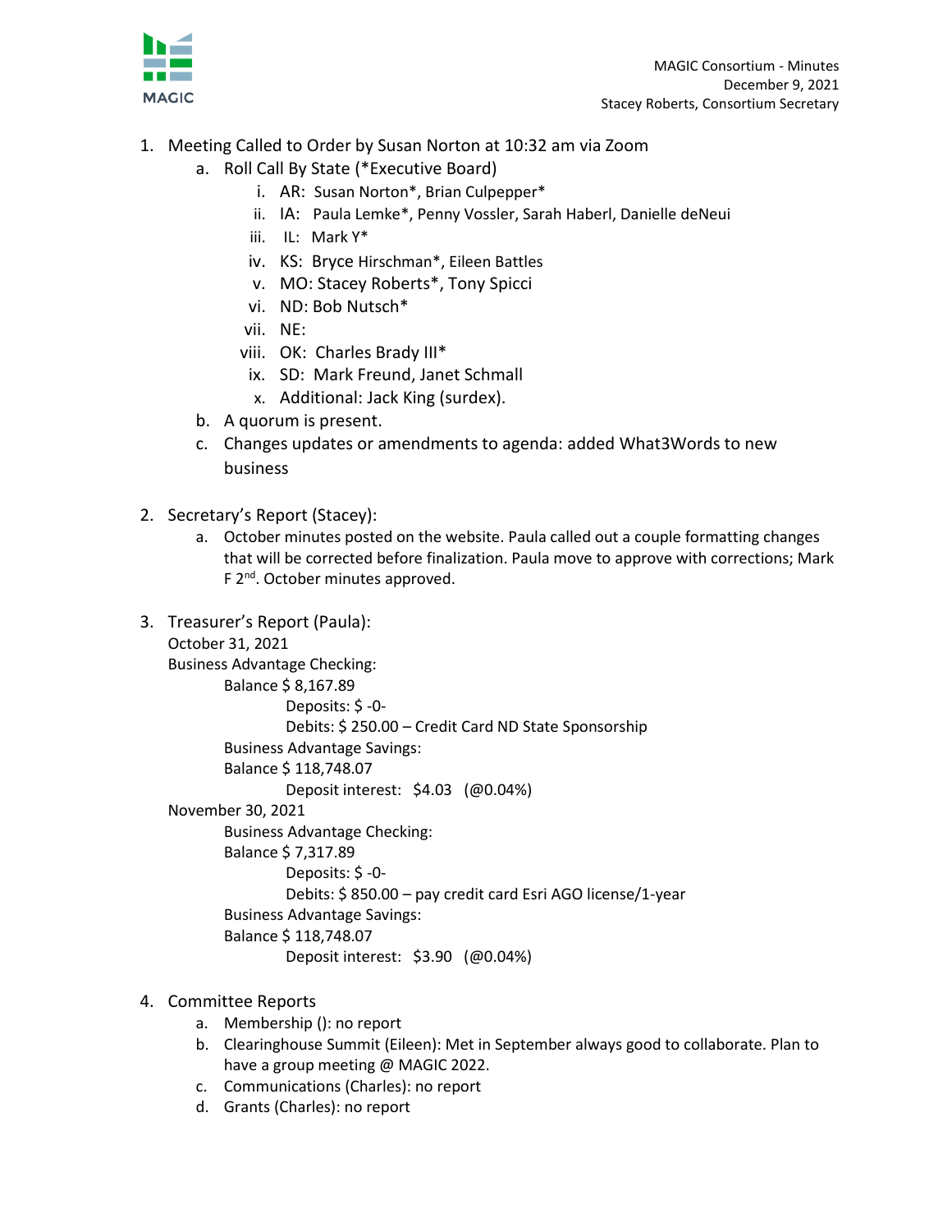MAGIC Consortium - Minutes
December 9, 2021
Stacey Roberts, Consortium Secretary

1. Meeting Called to Order by Susan Norton at 10:32 am via Zoom
   a. Roll Call By State (*Executive Board)
      i. AR: Susan Norton*, Brian Culpepper*
      ii. IA: Paula Lemke*, Penny Vossler, Sarah Haberl, Danielle deNeui
      iii. IL: Mark Y*
      iv. KS: Bryce Hirschman*, Eileen Battles
      v. MO: Stacey Roberts*, Tony Spicci
      vi. ND: Bob Nutsch*
      vii. NE:
      viii. OK: Charles Brady III*
      ix. SD: Mark Freund, Janet Schmall
      x. Additional: Jack King (surdex).
   b. A quorum is present.
   c. Changes updates or amendments to agenda: added What3Words to new business

2. Secretary's Report (Stacey):
   a. October minutes posted on the website. Paula called out a couple formatting changes that will be corrected before finalization. Paula move to approve with corrections; Mark F 2nd. October minutes approved.

3. Treasurer's Report (Paula):

   October 31, 2021

   Business Advantage Checking:

   Balance $ 8,167.89

   Deposits: $ -0-

   Debits: $ 250.00 – Credit Card ND State Sponsorship

   Business Advantage Savings:

   Balance $ 118,748.07

   Deposit interest: $4.03 (@0.04%)

   November 30, 2021

   Business Advantage Checking:

   Balance $ 7,317.89

   Deposits: $ -0-

   Debits: $ 850.00 – pay credit card Esri AGO license/1-year

   Business Advantage Savings:

   Balance $ 118,748.07

   Deposit interest: $3.90 (@0.04%)

4. Committee Reports
   a. Membership (): no report
   b. Clearinghouse Summit (Eileen): Met in September always good to collaborate. Plan to have a group meeting @ MAGIC 2022.
   c. Communications (Charles): no report
   d. Grants (Charles): no report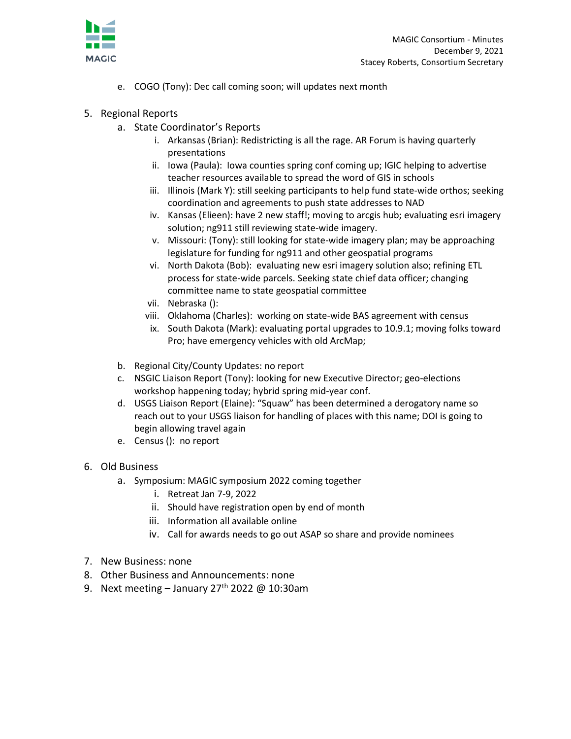e. COGO (Tony): Dec call coming soon; will updates next month

5. Regional Reports
   a. State Coordinator's Reports
      i. Arkansas (Brian): Redistricting is all the rage. AR Forum is having quarterly presentations
      ii. Iowa (Paula): Iowa counties spring conf coming up; IGIC helping to advertise teacher resources available to spread the word of GIS in schools
      iii. Illinois (Mark Y): still seeking participants to help fund state-wide orthos; seeking coordination and agreements to push state addresses to NAD
      iv. Kansas (Elieen): have 2 new staff!; moving to arcgis hub; evaluating esri imagery solution; ng911 still reviewing state-wide imagery.
      v. Missouri: (Tony): still looking for state-wide imagery plan; may be approaching legislature for funding for ng911 and other geospatial programs
      vi. North Dakota (Bob): evaluating new esri imagery solution also; refining ETL process for state-wide parcels. Seeking state chief data officer; changing committee name to state geospatial committee
      vii. Nebraska ():
      viii. Oklahoma (Charles): working on state-wide BAS agreement with census
      ix. South Dakota (Mark): evaluating portal upgrades to 10.9.1; moving folks toward Pro; have emergency vehicles with old ArcMap;

   b. Regional City/County Updates: no report
   c. NSGIC Liaison Report (Tony): looking for new Executive Director; geo-elections workshop happening today; hybrid spring mid-year conf.
   d. USGS Liaison Report (Elaine): "Squaw" has been determined a derogatory name so reach out to your USGS liaison for handling of places with this name; DOI is going to begin allowing travel again
   e. Census (): no report

6. Old Business
   a. Symposium: MAGIC symposium 2022 coming together
      i. Retreat Jan 7-9, 2022
      ii. Should have registration open by end of month
      iii. Information all available online
      iv. Call for awards needs to go out ASAP so share and provide nominees

7. New Business: none
8. Other Business and Announcements: none
9. Next meeting – January 27th 2022 @ 10:30am